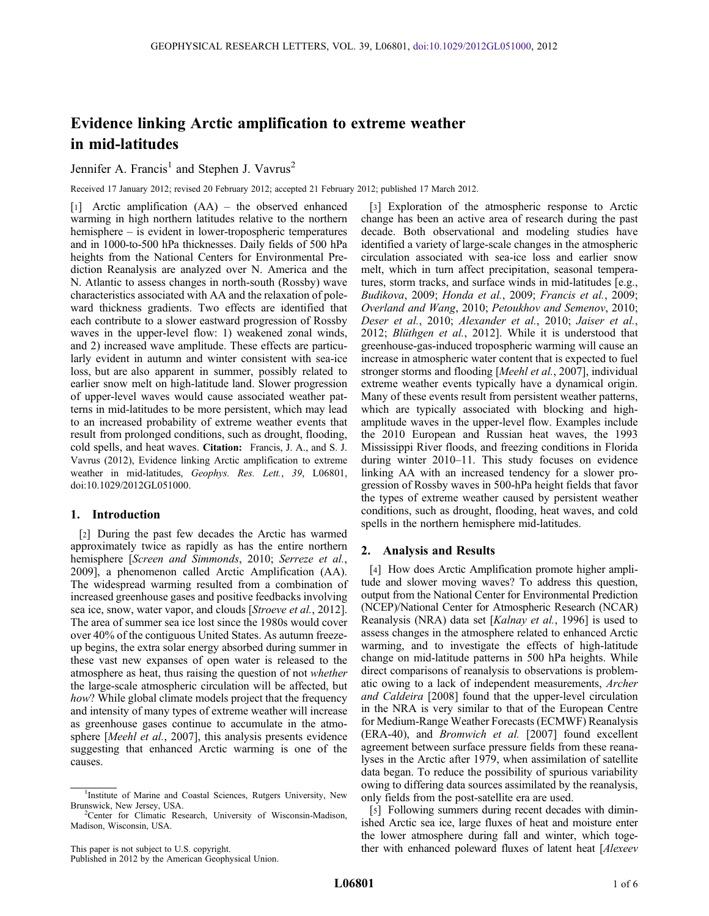# Evidence linking Arctic amplification to extreme weather in mid-latitudes

Jennifer A. Francis[1] and Stephen J. Vavrus[2]

Received 17 January 2012; revised 20 February 2012; accepted 21 February 2012; published 17 March 2012.

[1] Arctic amplification (AA) – the observed enhanced warming in high northern latitudes relative to the northern hemisphere – is evident in lower-tropospheric temperatures and in 1000-to-500 hPa thicknesses. Daily fields of 500 hPa heights from the National Centers for Environmental Prediction Reanalysis are analyzed over N. America and the N. Atlantic to assess changes in north-south (Rossby) wave characteristics associated with AA and the relaxation of poleward thickness gradients. Two effects are identified that each contribute to a slower eastward progression of Rossby waves in the upper-level flow: 1) weakened zonal winds, and 2) increased wave amplitude. These effects are particularly evident in autumn and winter consistent with sea-ice loss, but are also apparent in summer, possibly related to earlier snow melt on high-latitude land. Slower progression of upper-level waves would cause associated weather patterns in mid-latitudes to be more persistent, which may lead to an increased probability of extreme weather events that result from prolonged conditions, such as drought, flooding, cold spells, and heat waves. **Citation:** Francis, J. A., and S. J. Vavrus (2012), Evidence linking Arctic amplification to extreme weather in mid-latitudes, *Geophys. Res. Lett.*, *39*, L06801, doi:10.1029/2012GL051000.

## 1. Introduction

[2] During the past few decades the Arctic has warmed approximately twice as rapidly as has the entire northern hemisphere [*Screen and Simmonds*, 2010; *Serreze et al.*, 2009], a phenomenon called Arctic Amplification (AA). The widespread warming resulted from a combination of increased greenhouse gases and positive feedbacks involving sea ice, snow, water vapor, and clouds [*Stroeve et al.*, 2012]. The area of summer sea ice lost since the 1980s would cover over 40% of the contiguous United States. As autumn freeze-up begins, the extra solar energy absorbed during summer in these vast new expanses of open water is released to the atmosphere as heat, thus raising the question of not *whether* the large-scale atmospheric circulation will be affected, but *how*? While global climate models project that the frequency and intensity of many types of extreme weather will increase as greenhouse gases continue to accumulate in the atmosphere [*Meehl et al.*, 2007], this analysis presents evidence suggesting that enhanced Arctic warming is one of the causes.

[3] Exploration of the atmospheric response to Arctic change has been an active area of research during the past decade. Both observational and modeling studies have identified a variety of large-scale changes in the atmospheric circulation associated with sea-ice loss and earlier snow melt, which in turn affect precipitation, seasonal temperatures, storm tracks, and surface winds in mid-latitudes [e.g., *Budikova*, 2009; *Honda et al.*, 2009; *Francis et al.*, 2009; *Overland and Wang*, 2010; *Petoukhov and Semenov*, 2010; *Deser et al.*, 2010; *Alexander et al.*, 2010; *Jaiser et al.*, 2012; *Blüthgen et al.*, 2012]. While it is understood that greenhouse-gas-induced tropospheric warming will cause an increase in atmospheric water content that is expected to fuel stronger storms and flooding [*Meehl et al.*, 2007], individual extreme weather events typically have a dynamical origin. Many of these events result from persistent weather patterns, which are typically associated with blocking and high-amplitude waves in the upper-level flow. Examples include the 2010 European and Russian heat waves, the 1993 Mississippi River floods, and freezing conditions in Florida during winter 2010–11. This study focuses on evidence linking AA with an increased tendency for a slower progression of Rossby waves in 500-hPa height fields that favor the types of extreme weather caused by persistent weather conditions, such as drought, flooding, heat waves, and cold spells in the northern hemisphere mid-latitudes.

## 2. Analysis and Results

[4] How does Arctic Amplification promote higher amplitude and slower moving waves? To address this question, output from the National Center for Environmental Prediction (NCEP)/National Center for Atmospheric Research (NCAR) Reanalysis (NRA) data set [*Kalnay et al.*, 1996] is used to assess changes in the atmosphere related to enhanced Arctic warming, and to investigate the effects of high-latitude change on mid-latitude patterns in 500 hPa heights. While direct comparisons of reanalysis to observations is problematic owing to a lack of independent measurements, *Archer and Caldeira* [2008] found that the upper-level circulation in the NRA is very similar to that of the European Centre for Medium-Range Weather Forecasts (ECMWF) Reanalysis (ERA-40), and *Bromwich et al.* [2007] found excellent agreement between surface pressure fields from these reanalyses in the Arctic after 1979, when assimilation of satellite data began. To reduce the possibility of spurious variability owing to differing data sources assimilated by the reanalysis, only fields from the post-satellite era are used.

[5] Following summers during recent decades with diminished Arctic sea ice, large fluxes of heat and moisture enter the lower atmosphere during fall and winter, which together with enhanced poleward fluxes of latent heat [*Alexeev*

[1]Institute of Marine and Coastal Sciences, Rutgers University, New Brunswick, New Jersey, USA.

[2]Center for Climatic Research, University of Wisconsin-Madison, Madison, Wisconsin, USA.

This paper is not subject to U.S. copyright.
Published in 2012 by the American Geophysical Union.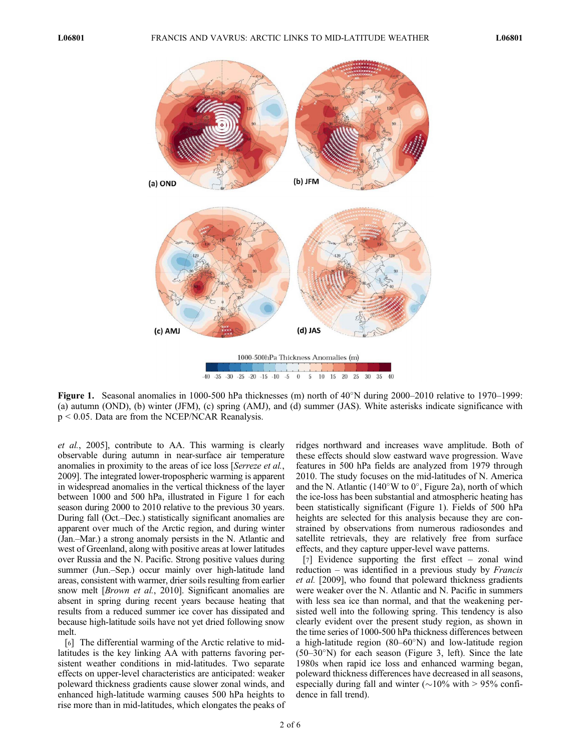(a) OND

(b) JFM

(c) AMJ

(d) JAS

1000-500hPa Thickness Anomalies (m)

-40 -35 -30 -25 -20 -15 -10 -5 0 5 10 15 20 25 30 35 40

**Figure 1.** Seasonal anomalies in 1000-500 hPa thicknesses (m) north of 40°N during 2000–2010 relative to 1970–1999: (a) autumn (OND), (b) winter (JFM), (c) spring (AMJ), and (d) summer (JAS). White asterisks indicate significance with $p < 0.05$. Data are from the NCEP/NCAR Reanalysis.

*et al.*, 2005], contribute to AA. This warming is clearly observable during autumn in near-surface air temperature anomalies in proximity to the areas of ice loss [*Serreze et al.*, 2009]. The integrated lower-tropospheric warming is apparent in widespread anomalies in the vertical thickness of the layer between 1000 and 500 hPa, illustrated in Figure 1 for each season during 2000 to 2010 relative to the previous 30 years. During fall (Oct.–Dec.) statistically significant anomalies are apparent over much of the Arctic region, and during winter (Jan.–Mar.) a strong anomaly persists in the N. Atlantic and west of Greenland, along with positive areas at lower latitudes over Russia and the N. Pacific. Strong positive values during summer (Jun.–Sep.) occur mainly over high-latitude land areas, consistent with warmer, drier soils resulting from earlier snow melt [*Brown et al.*, 2010]. Significant anomalies are absent in spring during recent years because heating that results from a reduced summer ice cover has dissipated and because high-latitude soils have not yet dried following snow melt.

[6] The differential warming of the Arctic relative to mid-latitudes is the key linking AA with patterns favoring persistent weather conditions in mid-latitudes. Two separate effects on upper-level characteristics are anticipated: weaker poleward thickness gradients cause slower zonal winds, and enhanced high-latitude warming causes 500 hPa heights to rise more than in mid-latitudes, which elongates the peaks of ridges northward and increases wave amplitude. Both of these effects should slow eastward wave progression. Wave features in 500 hPa fields are analyzed from 1979 through 2010. The study focuses on the mid-latitudes of N. America and the N. Atlantic (140°W to 0°, Figure 2a), north of which the ice-loss has been substantial and atmospheric heating has been statistically significant (Figure 1). Fields of 500 hPa heights are selected for this analysis because they are constrained by observations from numerous radiosondes and satellite retrievals, they are relatively free from surface effects, and they capture upper-level wave patterns.

[7] Evidence supporting the first effect – zonal wind reduction – was identified in a previous study by *Francis et al.* [2009], who found that poleward thickness gradients were weaker over the N. Atlantic and N. Pacific in summers with less sea ice than normal, and that the weakening persisted well into the following spring. This tendency is also clearly evident over the present study region, as shown in the time series of 1000-500 hPa thickness differences between a high-latitude region (80–60°N) and low-latitude region (50–30°N) for each season (Figure 3, left). Since the late 1980s when rapid ice loss and enhanced warming began, poleward thickness differences have decreased in all seasons, especially during fall and winter (~10% with > 95% confidence in fall trend).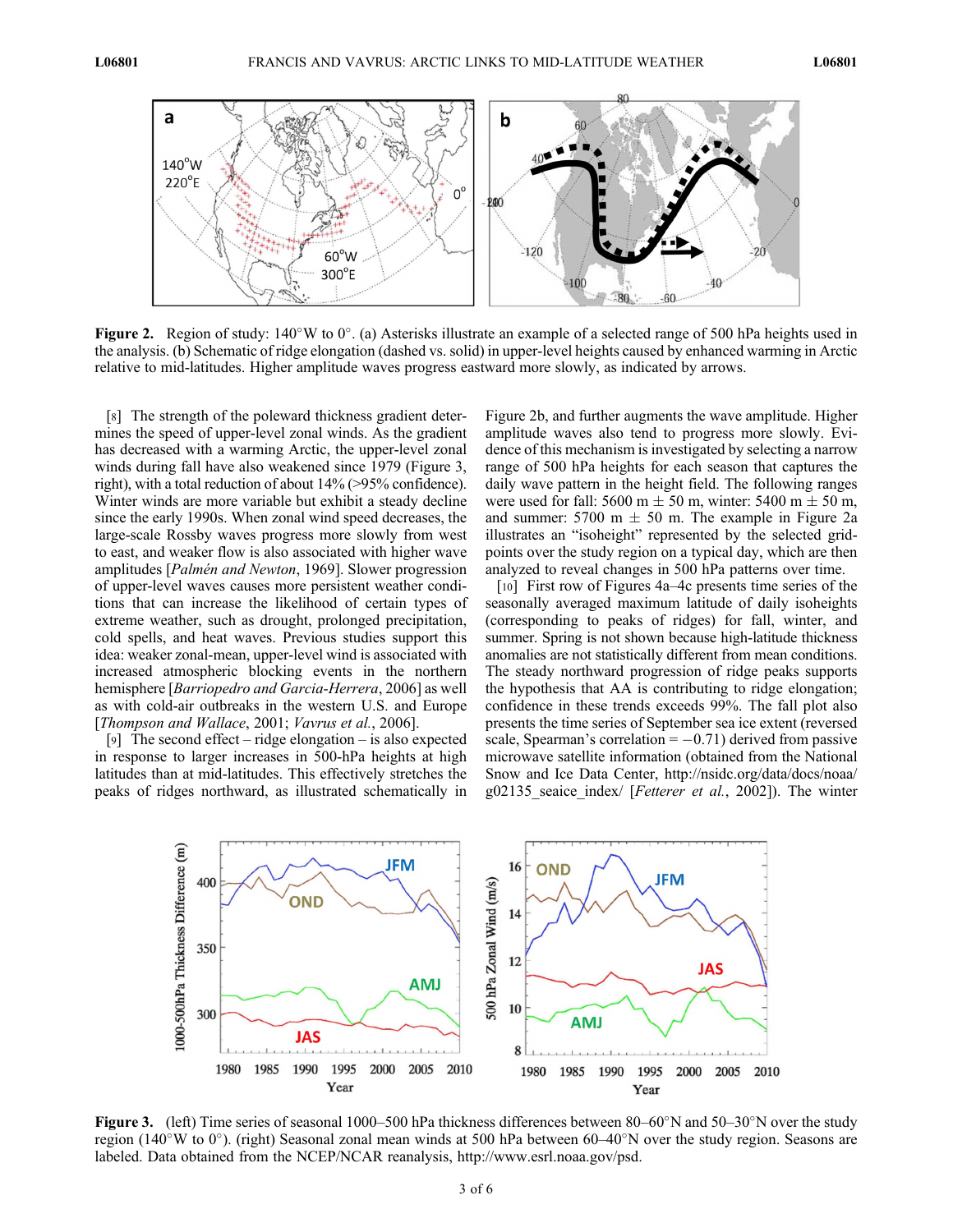**Figure 2.** Region of study: 140°W to 0°. (a) Asterisks illustrate an example of a selected range of 500 hPa heights used in the analysis. (b) Schematic of ridge elongation (dashed vs. solid) in upper-level heights caused by enhanced warming in Arctic relative to mid-latitudes. Higher amplitude waves progress eastward more slowly, as indicated by arrows.

[8] The strength of the poleward thickness gradient determines the speed of upper-level zonal winds. As the gradient has decreased with a warming Arctic, the upper-level zonal winds during fall have also weakened since 1979 (Figure 3, right), with a total reduction of about 14% (>95% confidence). Winter winds are more variable but exhibit a steady decline since the early 1990s. When zonal wind speed decreases, the large-scale Rossby waves progress more slowly from west to east, and weaker flow is associated with higher wave amplitudes [*Palmén and Newton*, 1969]. Slower progression of upper-level waves causes more persistent weather conditions that can increase the likelihood of certain types of extreme weather, such as drought, prolonged precipitation, cold spells, and heat waves. Previous studies support this idea: weaker zonal-mean, upper-level wind is associated with increased atmospheric blocking events in the northern hemisphere [*Barriopedro and Garcia-Herrera*, 2006] as well as with cold-air outbreaks in the western U.S. and Europe [*Thompson and Wallace*, 2001; *Vavrus et al.*, 2006].

[9] The second effect – ridge elongation – is also expected in response to larger increases in 500-hPa heights at high latitudes than at mid-latitudes. This effectively stretches the peaks of ridges northward, as illustrated schematically in Figure 2b, and further augments the wave amplitude. Higher amplitude waves also tend to progress more slowly. Evidence of this mechanism is investigated by selecting a narrow range of 500 hPa heights for each season that captures the daily wave pattern in the height field. The following ranges were used for fall: 5600 m ± 50 m, winter: 5400 m ± 50 m, and summer: 5700 m ± 50 m. The example in Figure 2a illustrates an "isoheight" represented by the selected grid-points over the study region on a typical day, which are then analyzed to reveal changes in 500 hPa patterns over time.

[10] First row of Figures 4a–4c presents time series of the seasonally averaged maximum latitude of daily isoheights (corresponding to peaks of ridges) for fall, winter, and summer. Spring is not shown because high-latitude thickness anomalies are not statistically different from mean conditions. The steady northward progression of ridge peaks supports the hypothesis that AA is contributing to ridge elongation; confidence in these trends exceeds 99%. The fall plot also presents the time series of September sea ice extent (reversed scale, Spearman's correlation = −0.71) derived from passive microwave satellite information (obtained from the National Snow and Ice Data Center, http://nsidc.org/data/docs/noaa/g02135_seaice_index/ [*Fetterer et al.*, 2002]). The winter

**Figure 3.** (left) Time series of seasonal 1000–500 hPa thickness differences between 80–60°N and 50–30°N over the study region (140°W to 0°). (right) Seasonal zonal mean winds at 500 hPa between 60–40°N over the study region. Seasons are labeled. Data obtained from the NCEP/NCAR reanalysis, http://www.esrl.noaa.gov/psd.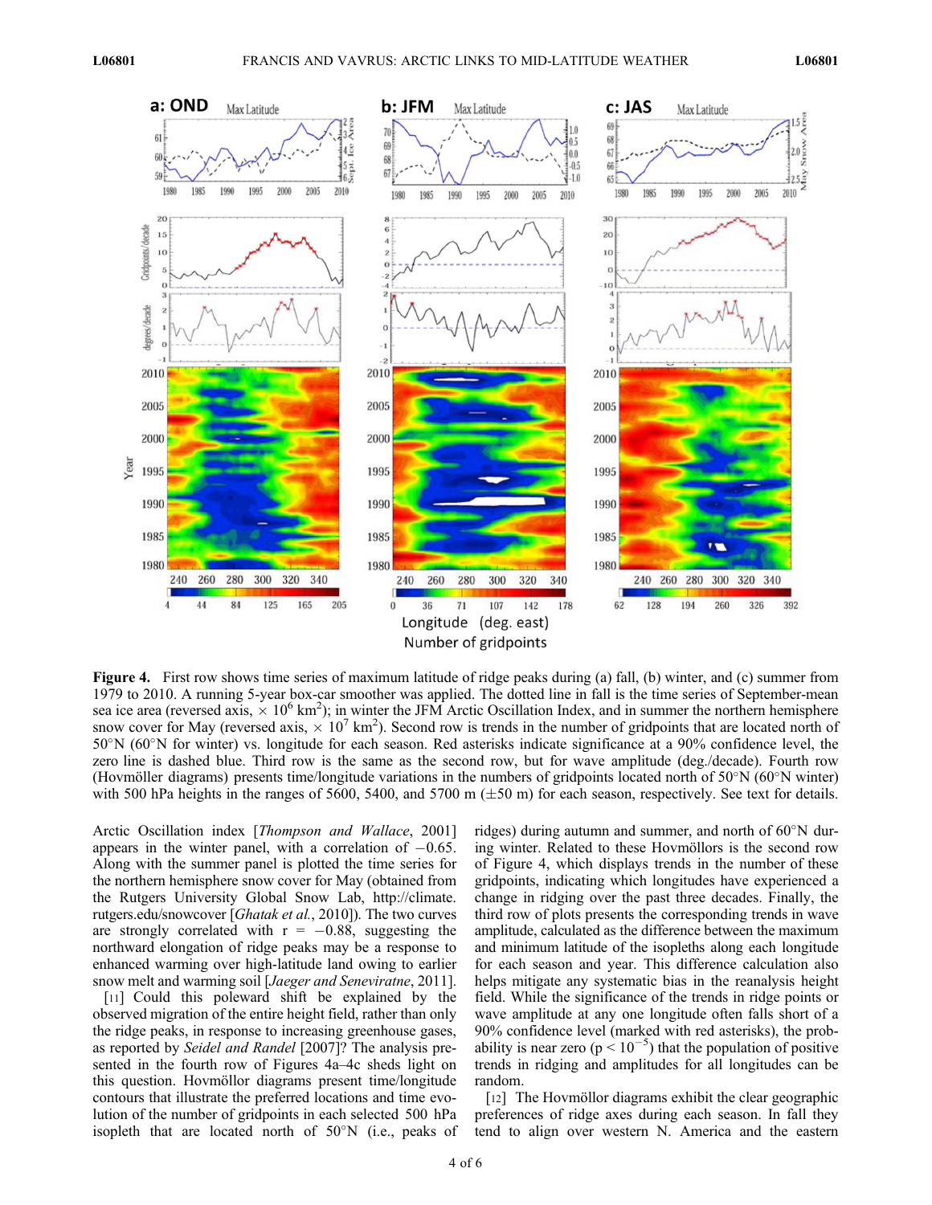a: OND
Max Latitude
Sept. Ice Area

b: JFM
Max Latitude

c: JAS
Max Latitude
May Snow Area

Gridpoints/decade

degrees/decade

Year

Longitude (deg. east)

Number of gridpoints

**Figure 4.** First row shows time series of maximum latitude of ridge peaks during (a) fall, (b) winter, and (c) summer from 1979 to 2010. A running 5-year box-car smoother was applied. The dotted line in fall is the time series of September-mean sea ice area (reversed axis, $\times$ $10^6$ km$^2$); in winter the JFM Arctic Oscillation Index, and in summer the northern hemisphere snow cover for May (reversed axis, $\times$ $10^7$ km$^2$). Second row is trends in the number of gridpoints that are located north of 50°N (60°N for winter) vs. longitude for each season. Red asterisks indicate significance at a 90% confidence level, the zero line is dashed blue. Third row is the same as the second row, but for wave amplitude (deg./decade). Fourth row (Hovmöller diagrams) presents time/longitude variations in the numbers of gridpoints located north of 50°N (60°N winter) with 500 hPa heights in the ranges of 5600, 5400, and 5700 m ($\pm$50 m) for each season, respectively. See text for details.

Arctic Oscillation index [*Thompson and Wallace*, 2001] appears in the winter panel, with a correlation of −0.65. Along with the summer panel is plotted the time series for the northern hemisphere snow cover for May (obtained from the Rutgers University Global Snow Lab, http://climate.rutgers.edu/snowcover [*Ghatak et al.*, 2010]). The two curves are strongly correlated with r = −0.88, suggesting the northward elongation of ridge peaks may be a response to enhanced warming over high-latitude land owing to earlier snow melt and warming soil [*Jaeger and Seneviratne*, 2011].

[11] Could this poleward shift be explained by the observed migration of the entire height field, rather than only the ridge peaks, in response to increasing greenhouse gases, as reported by *Seidel and Randel* [2007]? The analysis presented in the fourth row of Figures 4a–4c sheds light on this question. Hovmöller diagrams present time/longitude contours that illustrate the preferred locations and time evolution of the number of gridpoints in each selected 500 hPa isopleth that are located north of 50°N (i.e., peaks of ridges) during autumn and summer, and north of 60°N during winter. Related to these Hovmöllors is the second row of Figure 4, which displays trends in the number of these gridpoints, indicating which longitudes have experienced a change in ridging over the past three decades. Finally, the third row of plots presents the corresponding trends in wave amplitude, calculated as the difference between the maximum and minimum latitude of the isopleths along each longitude for each season and year. This difference calculation also helps mitigate any systematic bias in the reanalysis height field. While the significance of the trends in ridge points or wave amplitude at any one longitude often falls short of a 90% confidence level (marked with red asterisks), the probability is near zero ($p < 10^{-5}$) that the population of positive trends in ridging and amplitudes for all longitudes can be random.

[12] The Hovmöller diagrams exhibit the clear geographic preferences of ridge axes during each season. In fall they tend to align over western N. America and the eastern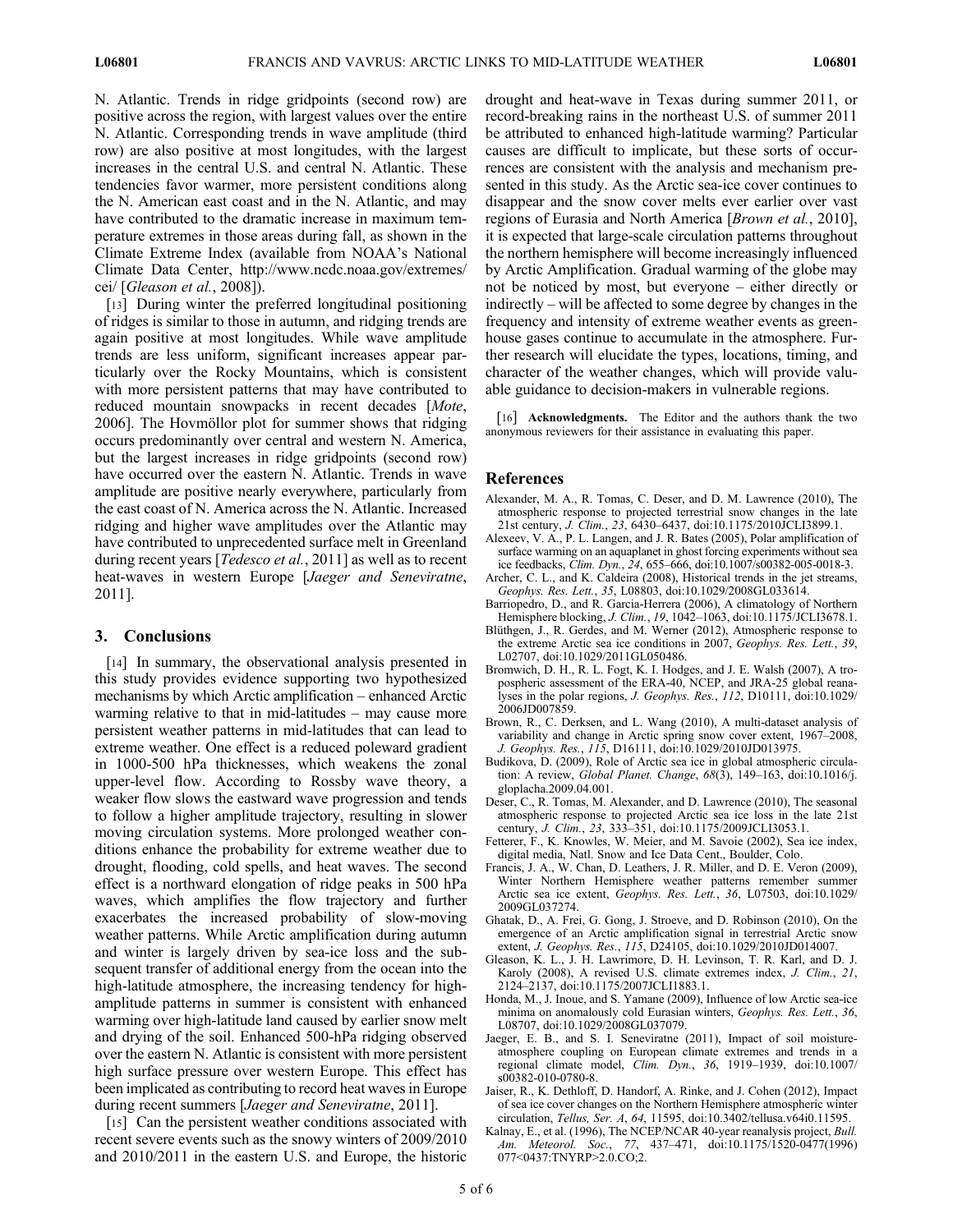N. Atlantic. Trends in ridge gridpoints (second row) are positive across the region, with largest values over the entire N. Atlantic. Corresponding trends in wave amplitude (third row) are also positive at most longitudes, with the largest increases in the central U.S. and central N. Atlantic. These tendencies favor warmer, more persistent conditions along the N. American east coast and in the N. Atlantic, and may have contributed to the dramatic increase in maximum temperature extremes in those areas during fall, as shown in the Climate Extreme Index (available from NOAA's National Climate Data Center, http://www.ncdc.noaa.gov/extremes/cei/ [*Gleason et al.*, 2008]).

[13] During winter the preferred longitudinal positioning of ridges is similar to those in autumn, and ridging trends are again positive at most longitudes. While wave amplitude trends are less uniform, significant increases appear particularly over the Rocky Mountains, which is consistent with more persistent patterns that may have contributed to reduced mountain snowpacks in recent decades [*Mote*, 2006]. The Hovmöllor plot for summer shows that ridging occurs predominantly over central and western N. America, but the largest increases in ridge gridpoints (second row) have occurred over the eastern N. Atlantic. Trends in wave amplitude are positive nearly everywhere, particularly from the east coast of N. America across the N. Atlantic. Increased ridging and higher wave amplitudes over the Atlantic may have contributed to unprecedented surface melt in Greenland during recent years [*Tedesco et al.*, 2011] as well as to recent heat-waves in western Europe [*Jaeger and Seneviratne*, 2011].

## 3. Conclusions

[14] In summary, the observational analysis presented in this study provides evidence supporting two hypothesized mechanisms by which Arctic amplification – enhanced Arctic warming relative to that in mid-latitudes – may cause more persistent weather patterns in mid-latitudes that can lead to extreme weather. One effect is a reduced poleward gradient in 1000-500 hPa thicknesses, which weakens the zonal upper-level flow. According to Rossby wave theory, a weaker flow slows the eastward wave progression and tends to follow a higher amplitude trajectory, resulting in slower moving circulation systems. More prolonged weather conditions enhance the probability for extreme weather due to drought, flooding, cold spells, and heat waves. The second effect is a northward elongation of ridge peaks in 500 hPa waves, which amplifies the flow trajectory and further exacerbates the increased probability of slow-moving weather patterns. While Arctic amplification during autumn and winter is largely driven by sea-ice loss and the subsequent transfer of additional energy from the ocean into the high-latitude atmosphere, the increasing tendency for high-amplitude patterns in summer is consistent with enhanced warming over high-latitude land caused by earlier snow melt and drying of the soil. Enhanced 500-hPa ridging observed over the eastern N. Atlantic is consistent with more persistent high surface pressure over western Europe. This effect has been implicated as contributing to record heat waves in Europe during recent summers [*Jaeger and Seneviratne*, 2011].

[15] Can the persistent weather conditions associated with recent severe events such as the snowy winters of 2009/2010 and 2010/2011 in the eastern U.S. and Europe, the historic drought and heat-wave in Texas during summer 2011, or record-breaking rains in the northeast U.S. of summer 2011 be attributed to enhanced high-latitude warming? Particular causes are difficult to implicate, but these sorts of occurrences are consistent with the analysis and mechanism presented in this study. As the Arctic sea-ice cover continues to disappear and the snow cover melts ever earlier over vast regions of Eurasia and North America [*Brown et al.*, 2010], it is expected that large-scale circulation patterns throughout the northern hemisphere will become increasingly influenced by Arctic Amplification. Gradual warming of the globe may not be noticed by most, but everyone – either directly or indirectly – will be affected to some degree by changes in the frequency and intensity of extreme weather events as greenhouse gases continue to accumulate in the atmosphere. Further research will elucidate the types, locations, timing, and character of the weather changes, which will provide valuable guidance to decision-makers in vulnerable regions.

[16] **Acknowledgments.** The Editor and the authors thank the two anonymous reviewers for their assistance in evaluating this paper.

## References

Alexander, M. A., R. Tomas, C. Deser, and D. M. Lawrence (2010), The atmospheric response to projected terrestrial snow changes in the late 21st century, *J. Clim.*, *23*, 6430–6437, doi:10.1175/2010JCLI3899.1.

Alexeev, V. A., P. L. Langen, and J. R. Bates (2005), Polar amplification of surface warming on an aquaplanet in ghost forcing experiments without sea ice feedbacks, *Clim. Dyn.*, *24*, 655–666, doi:10.1007/s00382-005-0018-3.

Archer, C. L., and K. Caldeira (2008), Historical trends in the jet streams, *Geophys. Res. Lett.*, *35*, L08803, doi:10.1029/2008GL033614.

Barriopedro, D., and R. Garcia-Herrera (2006), A climatology of Northern Hemisphere blocking, *J. Clim.*, *19*, 1042–1063, doi:10.1175/JCLI3678.1.

Blüthgen, J., R. Gerdes, and M. Werner (2012), Atmospheric response to the extreme Arctic sea ice conditions in 2007, *Geophys. Res. Lett.*, *39*, L02707, doi:10.1029/2011GL050486.

Bromwich, D. H., R. L. Fogt, K. I. Hodges, and J. E. Walsh (2007), A tropospheric assessment of the ERA-40, NCEP, and JRA-25 global reanalyses in the polar regions, *J. Geophys. Res.*, *112*, D10111, doi:10.1029/2006JD007859.

Brown, R., C. Derksen, and L. Wang (2010), A multi-dataset analysis of variability and change in Arctic spring snow cover extent, 1967–2008, *J. Geophys. Res.*, *115*, D16111, doi:10.1029/2010JD013975.

Budikova, D. (2009), Role of Arctic sea ice in global atmospheric circulation: A review, *Global Planet. Change*, *68*(3), 149–163, doi:10.1016/j.gloplacha.2009.04.001.

Deser, C., R. Tomas, M. Alexander, and D. Lawrence (2010), The seasonal atmospheric response to projected Arctic sea ice loss in the late 21st century, *J. Clim.*, *23*, 333–351, doi:10.1175/2009JCLI3053.1.

Fetterer, F., K. Knowles, W. Meier, and M. Savoie (2002), Sea ice index, digital media, Natl. Snow and Ice Data Cent., Boulder, Colo.

Francis, J. A., W. Chan, D. Leathers, J. R. Miller, and D. E. Veron (2009), Winter Northern Hemisphere weather patterns remember summer Arctic sea ice extent, *Geophys. Res. Lett.*, *36*, L07503, doi:10.1029/2009GL037274.

Ghatak, D., A. Frei, G. Gong, J. Stroeve, and D. Robinson (2010), On the emergence of an Arctic amplification signal in terrestrial Arctic snow extent, *J. Geophys. Res.*, *115*, D24105, doi:10.1029/2010JD014007.

Gleason, K. L., J. H. Lawrimore, D. H. Levinson, T. R. Karl, and D. J. Karoly (2008), A revised U.S. climate extremes index, *J. Clim.*, *21*, 2124–2137, doi:10.1175/2007JCLI1883.1.

Honda, M., J. Inoue, and S. Yamane (2009), Influence of low Arctic sea-ice minima on anomalously cold Eurasian winters, *Geophys. Res. Lett.*, *36*, L08707, doi:10.1029/2008GL037079.

Jaeger, E. B., and S. I. Seneviratne (2011), Impact of soil moisture-atmosphere coupling on European climate extremes and trends in a regional climate model, *Clim. Dyn.*, *36*, 1919–1939, doi:10.1007/s00382-010-0780-8.

Jaiser, R., K. Dethloff, D. Handorf, A. Rinke, and J. Cohen (2012), Impact of sea ice cover changes on the Northern Hemisphere atmospheric winter circulation, *Tellus, Ser. A*, *64*, 11595, doi:10.3402/tellusa.v64i0.11595.

Kalnay, E., et al. (1996), The NCEP/NCAR 40-year reanalysis project, *Bull. Am. Meteorol. Soc.*, *77*, 437–471, doi:10.1175/1520-0477(1996)077<0437:TNYRP>2.0.CO;2.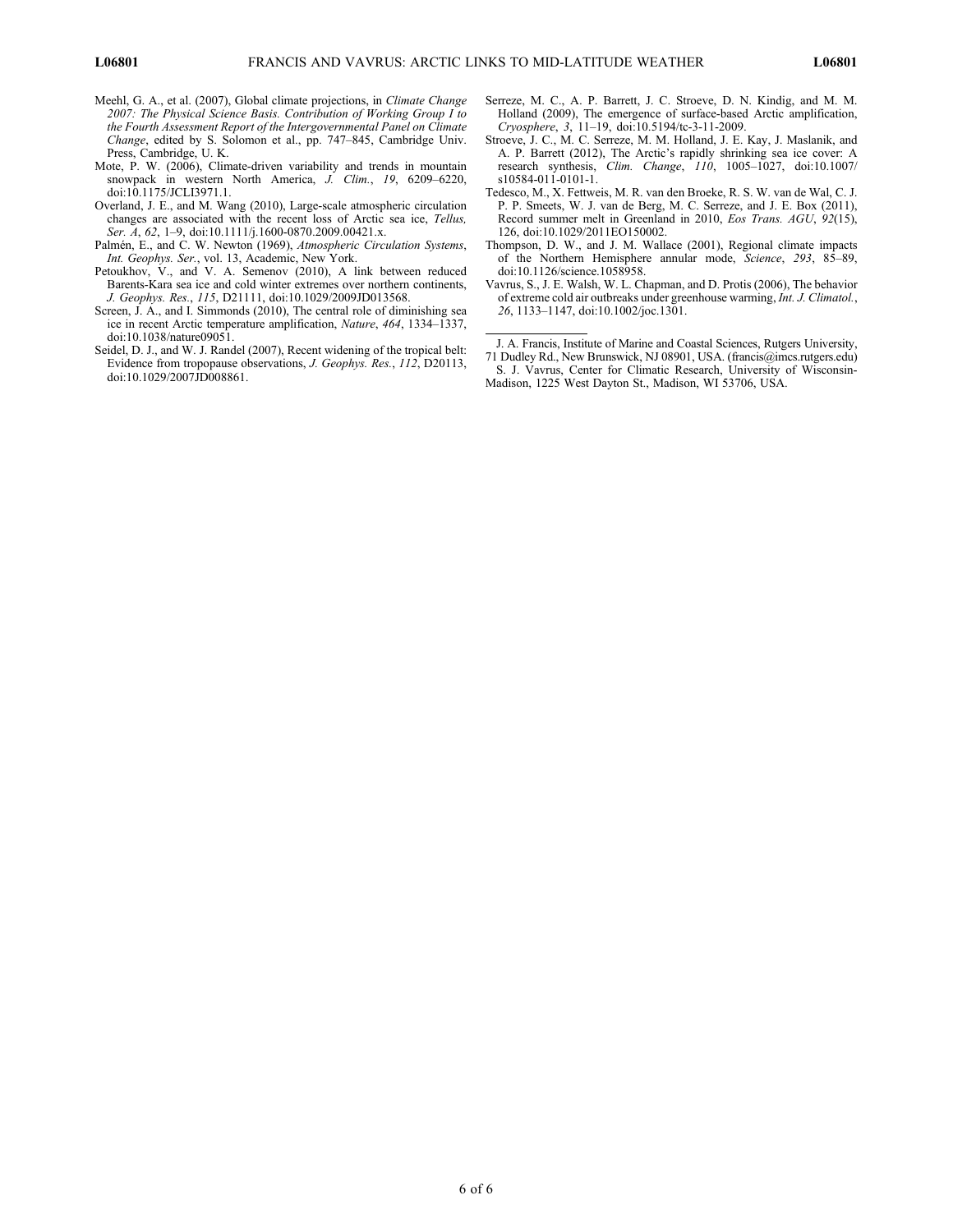Meehl, G. A., et al. (2007), Global climate projections, in *Climate Change 2007: The Physical Science Basis. Contribution of Working Group I to the Fourth Assessment Report of the Intergovernmental Panel on Climate Change*, edited by S. Solomon et al., pp. 747–845, Cambridge Univ. Press, Cambridge, U. K.

Mote, P. W. (2006), Climate-driven variability and trends in mountain snowpack in western North America, *J. Clim.*, *19*, 6209–6220, doi:10.1175/JCLI3971.1.

Overland, J. E., and M. Wang (2010), Large-scale atmospheric circulation changes are associated with the recent loss of Arctic sea ice, *Tellus, Ser. A*, *62*, 1–9, doi:10.1111/j.1600-0870.2009.00421.x.

Palmén, E., and C. W. Newton (1969), *Atmospheric Circulation Systems*, *Int. Geophys. Ser.*, vol. 13, Academic, New York.

Petoukhov, V., and V. A. Semenov (2010), A link between reduced Barents-Kara sea ice and cold winter extremes over northern continents, *J. Geophys. Res.*, *115*, D21111, doi:10.1029/2009JD013568.

Screen, J. A., and I. Simmonds (2010), The central role of diminishing sea ice in recent Arctic temperature amplification, *Nature*, *464*, 1334–1337, doi:10.1038/nature09051.

Seidel, D. J., and W. J. Randel (2007), Recent widening of the tropical belt: Evidence from tropopause observations, *J. Geophys. Res.*, *112*, D20113, doi:10.1029/2007JD008861.

Serreze, M. C., A. P. Barrett, J. C. Stroeve, D. N. Kindig, and M. M. Holland (2009), The emergence of surface-based Arctic amplification, *Cryosphere*, *3*, 11–19, doi:10.5194/tc-3-11-2009.

Stroeve, J. C., M. C. Serreze, M. M. Holland, J. E. Kay, J. Maslanik, and A. P. Barrett (2012), The Arctic's rapidly shrinking sea ice cover: A research synthesis, *Clim. Change*, *110*, 1005–1027, doi:10.1007/s10584-011-0101-1.

Tedesco, M., X. Fettweis, M. R. van den Broeke, R. S. W. van de Wal, C. J. P. P. Smeets, W. J. van de Berg, M. C. Serreze, and J. E. Box (2011), Record summer melt in Greenland in 2010, *Eos Trans. AGU*, *92*(15), 126, doi:10.1029/2011EO150002.

Thompson, D. W., and J. M. Wallace (2001), Regional climate impacts of the Northern Hemisphere annular mode, *Science*, *293*, 85–89, doi:10.1126/science.1058958.

Vavrus, S., J. E. Walsh, W. L. Chapman, and D. Protis (2006), The behavior of extreme cold air outbreaks under greenhouse warming, *Int. J. Climatol.*, *26*, 1133–1147, doi:10.1002/joc.1301.

---

J. A. Francis, Institute of Marine and Coastal Sciences, Rutgers University, 71 Dudley Rd., New Brunswick, NJ 08901, USA. (francis@imcs.rutgers.edu)

S. J. Vavrus, Center for Climatic Research, University of Wisconsin-Madison, 1225 West Dayton St., Madison, WI 53706, USA.